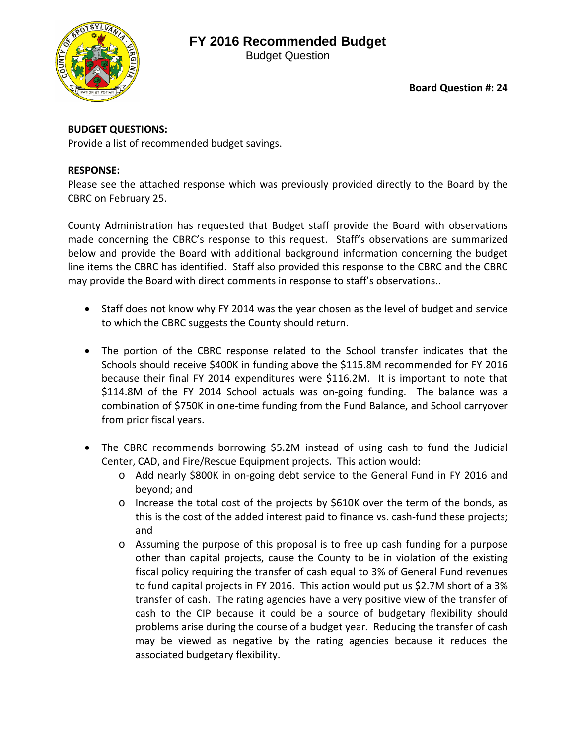# FY 2016 Recommended Budget

Budget Question

**Board Question #: 24**

**BUDGET QUESTIONS:**

Provide a list of recommended budget savings.

**RESPONSE:**

Please see the attached response which was previously provided directly to the Board by the CBRC on February 25.

County Administration has requested that Budget staff provide the Board with observations made concerning the CBRC's response to this request. Staff's observations are summarized below and provide the Board with additional background information concerning the budget line items the CBRC has identified. Staff also provided this response to the CBRC and the CBRC may provide the Board with direct comments in response to staff's observations..

- Staff does not know why FY 2014 was the year chosen as the level of budget and service to which the CBRC suggests the County should return.
- The portion of the CBRC response related to the School transfer indicates that the Schools should receive $400K in funding above the $115.8M recommended for FY 2016 because their final FY 2014 expenditures were $116.2M. It is important to note that $114.8M of the FY 2014 School actuals was on-going funding. The balance was a combination of $750K in one-time funding from the Fund Balance, and School carryover from prior fiscal years.
- The CBRC recommends borrowing $5.2M instead of using cash to fund the Judicial Center, CAD, and Fire/Rescue Equipment projects. This action would:
  - Add nearly $800K in on-going debt service to the General Fund in FY 2016 and beyond; and
  - Increase the total cost of the projects by $610K over the term of the bonds, as this is the cost of the added interest paid to finance vs. cash-fund these projects; and
  - Assuming the purpose of this proposal is to free up cash funding for a purpose other than capital projects, cause the County to be in violation of the existing fiscal policy requiring the transfer of cash equal to 3% of General Fund revenues to fund capital projects in FY 2016. This action would put us $2.7M short of a 3% transfer of cash. The rating agencies have a very positive view of the transfer of cash to the CIP because it could be a source of budgetary flexibility should problems arise during the course of a budget year. Reducing the transfer of cash may be viewed as negative by the rating agencies because it reduces the associated budgetary flexibility.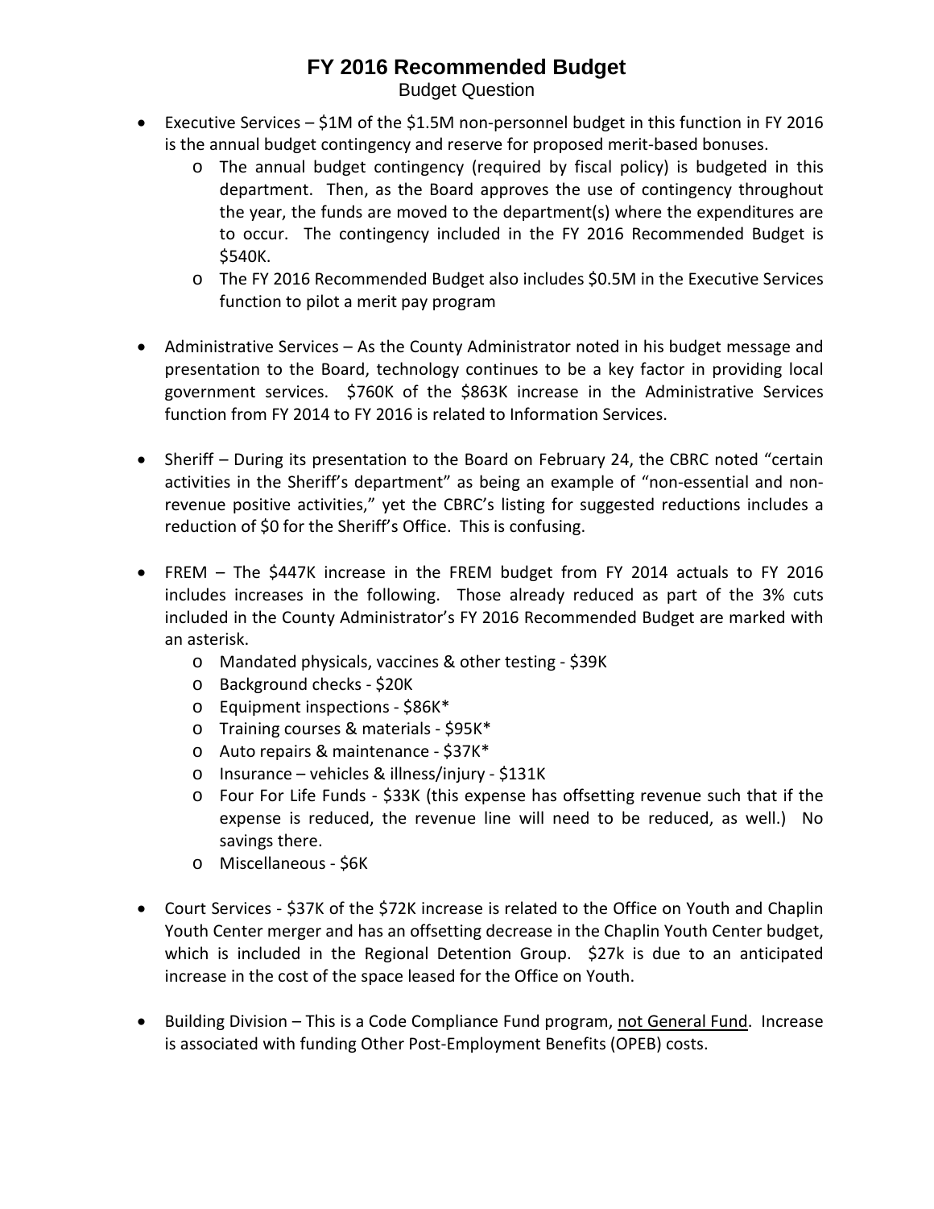# FY 2016 Recommended Budget

Budget Question

- Executive Services – $1M of the $1.5M non-personnel budget in this function in FY 2016 is the annual budget contingency and reserve for proposed merit-based bonuses.
  - The annual budget contingency (required by fiscal policy) is budgeted in this department. Then, as the Board approves the use of contingency throughout the year, the funds are moved to the department(s) where the expenditures are to occur. The contingency included in the FY 2016 Recommended Budget is $540K.
  - The FY 2016 Recommended Budget also includes $0.5M in the Executive Services function to pilot a merit pay program

- Administrative Services – As the County Administrator noted in his budget message and presentation to the Board, technology continues to be a key factor in providing local government services. $760K of the $863K increase in the Administrative Services function from FY 2014 to FY 2016 is related to Information Services.

- Sheriff – During its presentation to the Board on February 24, the CBRC noted "certain activities in the Sheriff's department" as being an example of "non-essential and non-revenue positive activities," yet the CBRC's listing for suggested reductions includes a reduction of $0 for the Sheriff's Office. This is confusing.

- FREM – The $447K increase in the FREM budget from FY 2014 actuals to FY 2016 includes increases in the following. Those already reduced as part of the 3% cuts included in the County Administrator's FY 2016 Recommended Budget are marked with an asterisk.
  - Mandated physicals, vaccines & other testing - $39K
  - Background checks - $20K
  - Equipment inspections - $86K*
  - Training courses & materials - $95K*
  - Auto repairs & maintenance - $37K*
  - Insurance – vehicles & illness/injury - $131K
  - Four For Life Funds - $33K (this expense has offsetting revenue such that if the expense is reduced, the revenue line will need to be reduced, as well.) No savings there.
  - Miscellaneous - $6K

- Court Services - $37K of the $72K increase is related to the Office on Youth and Chaplin Youth Center merger and has an offsetting decrease in the Chaplin Youth Center budget, which is included in the Regional Detention Group. $27k is due to an anticipated increase in the cost of the space leased for the Office on Youth.

- Building Division – This is a Code Compliance Fund program, not General Fund. Increase is associated with funding Other Post-Employment Benefits (OPEB) costs.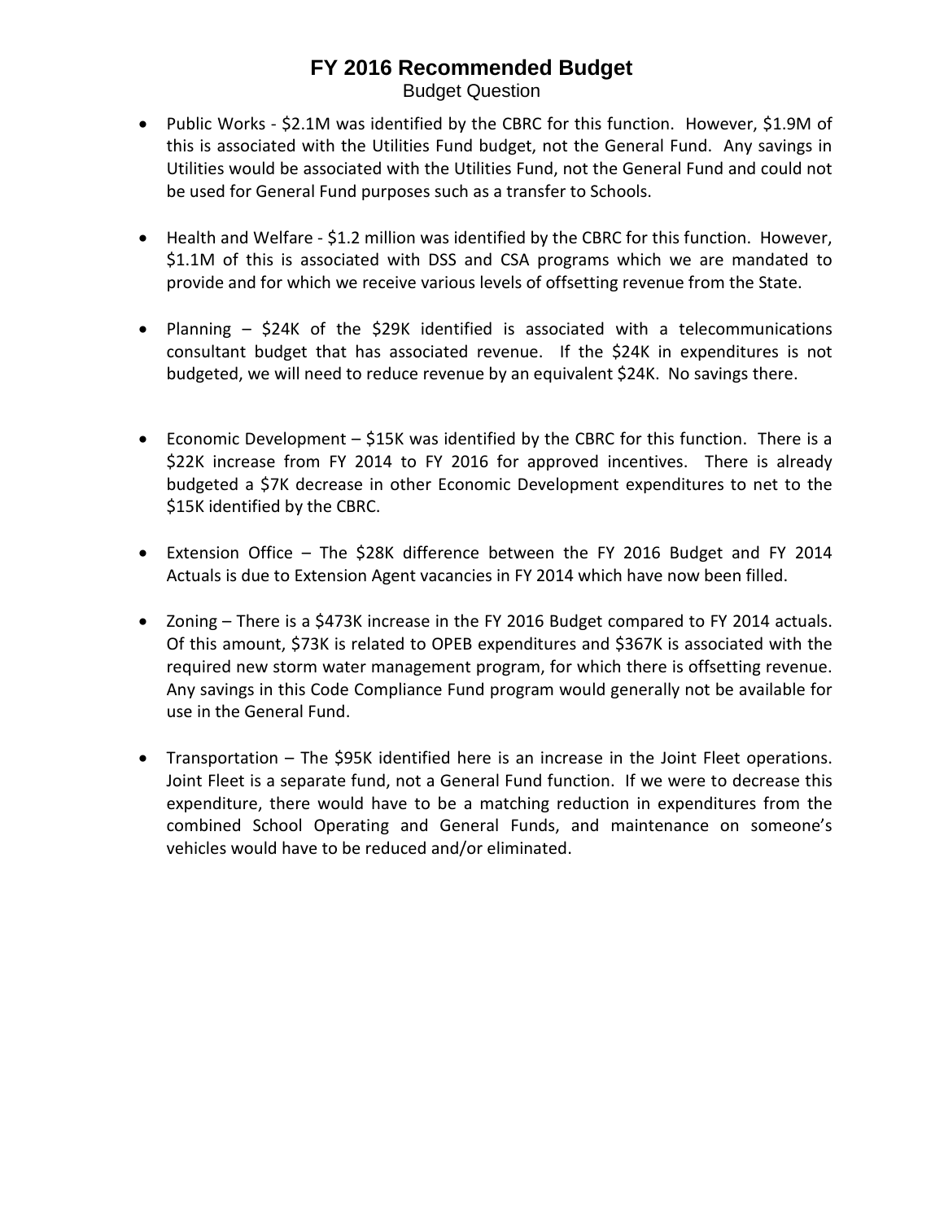# FY 2016 Recommended Budget

Budget Question

- Public Works - $2.1M was identified by the CBRC for this function. However, $1.9M of this is associated with the Utilities Fund budget, not the General Fund. Any savings in Utilities would be associated with the Utilities Fund, not the General Fund and could not be used for General Fund purposes such as a transfer to Schools.

- Health and Welfare - $1.2 million was identified by the CBRC for this function. However, $1.1M of this is associated with DSS and CSA programs which we are mandated to provide and for which we receive various levels of offsetting revenue from the State.

- Planning – $24K of the $29K identified is associated with a telecommunications consultant budget that has associated revenue. If the $24K in expenditures is not budgeted, we will need to reduce revenue by an equivalent $24K. No savings there.

- Economic Development – $15K was identified by the CBRC for this function. There is a $22K increase from FY 2014 to FY 2016 for approved incentives. There is already budgeted a $7K decrease in other Economic Development expenditures to net to the $15K identified by the CBRC.

- Extension Office – The $28K difference between the FY 2016 Budget and FY 2014 Actuals is due to Extension Agent vacancies in FY 2014 which have now been filled.

- Zoning – There is a $473K increase in the FY 2016 Budget compared to FY 2014 actuals. Of this amount, $73K is related to OPEB expenditures and $367K is associated with the required new storm water management program, for which there is offsetting revenue. Any savings in this Code Compliance Fund program would generally not be available for use in the General Fund.

- Transportation – The $95K identified here is an increase in the Joint Fleet operations. Joint Fleet is a separate fund, not a General Fund function. If we were to decrease this expenditure, there would have to be a matching reduction in expenditures from the combined School Operating and General Funds, and maintenance on someone's vehicles would have to be reduced and/or eliminated.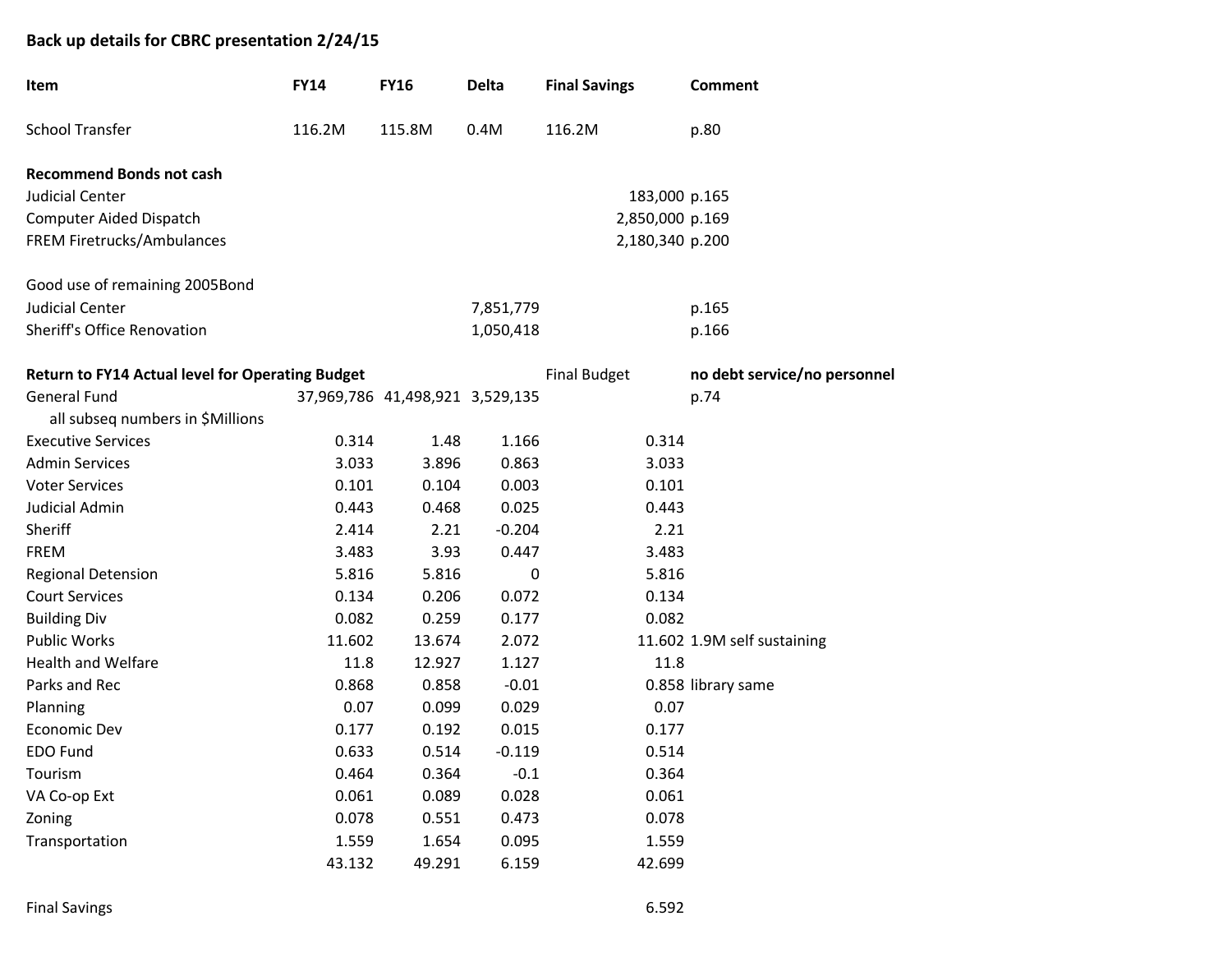**Back up details for CBRC presentation 2/24/15**

| Item | FY14 | FY16 | Delta | Final Savings | Comment |
|---|---|---|---|---|---|
| School Transfer | 116.2M | 115.8M | 0.4M | 116.2M | p.80 |
| | | | | | |
| **Recommend Bonds not cash** | | | | | |
| Judicial Center | | | | 183,000 | p.165 |
| Computer Aided Dispatch | | | | 2,850,000 | p.169 |
| FREM Firetrucks/Ambulances | | | | 2,180,340 | p.200 |
| | | | | | |
| Good use of remaining 2005Bond | | | | | |
| Judicial Center | | | 7,851,779 | | p.165 |
| Sheriff's Office Renovation | | | 1,050,418 | | p.166 |
| | | | | | |
| **Return to FY14 Actual level for Operating Budget** | | | | Final Budget | **no debt service/no personnel** |
| General Fund | 37,969,786 | 41,498,921 | 3,529,135 | | p.74 |
| all subseq numbers in $Millions | | | | | |
| Executive Services | 0.314 | 1.48 | 1.166 | 0.314 | |
| Admin Services | 3.033 | 3.896 | 0.863 | 3.033 | |
| Voter Services | 0.101 | 0.104 | 0.003 | 0.101 | |
| Judicial Admin | 0.443 | 0.468 | 0.025 | 0.443 | |
| Sheriff | 2.414 | 2.21 | -0.204 | 2.21 | |
| FREM | 3.483 | 3.93 | 0.447 | 3.483 | |
| Regional Detension | 5.816 | 5.816 | 0 | 5.816 | |
| Court Services | 0.134 | 0.206 | 0.072 | 0.134 | |
| Building Div | 0.082 | 0.259 | 0.177 | 0.082 | |
| Public Works | 11.602 | 13.674 | 2.072 | 11.602 | 1.9M self sustaining |
| Health and Welfare | 11.8 | 12.927 | 1.127 | 11.8 | |
| Parks and Rec | 0.868 | 0.858 | -0.01 | 0.858 | library same |
| Planning | 0.07 | 0.099 | 0.029 | 0.07 | |
| Economic Dev | 0.177 | 0.192 | 0.015 | 0.177 | |
| EDO Fund | 0.633 | 0.514 | -0.119 | 0.514 | |
| Tourism | 0.464 | 0.364 | -0.1 | 0.364 | |
| VA Co-op Ext | 0.061 | 0.089 | 0.028 | 0.061 | |
| Zoning | 0.078 | 0.551 | 0.473 | 0.078 | |
| Transportation | 1.559 | 1.654 | 0.095 | 1.559 | |
| | 43.132 | 49.291 | 6.159 | 42.699 | |
| | | | | | |
| Final Savings | | | | 6.592 | |